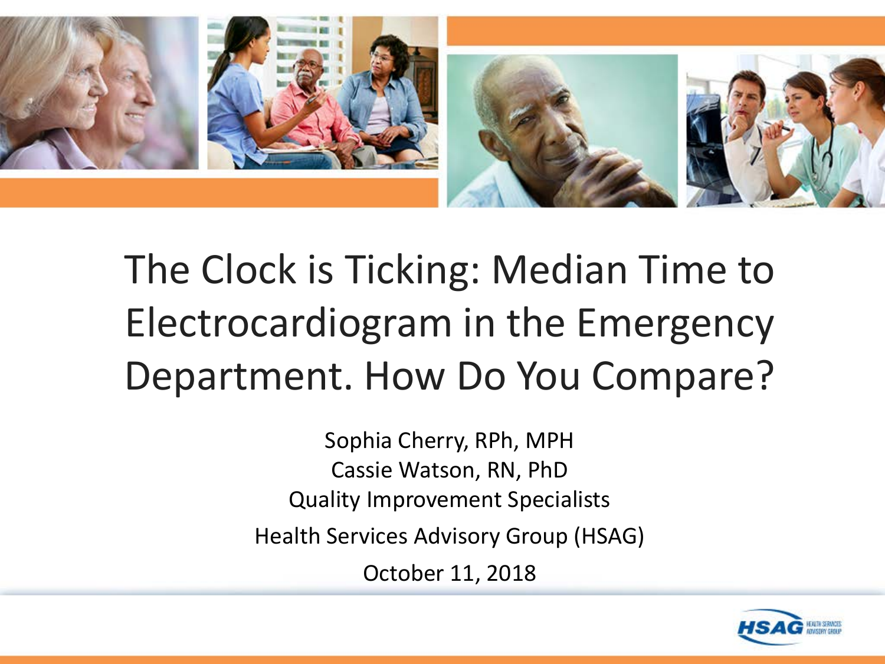# The Clock is Ticking: Median Time to Electrocardiogram in the Emergency Department. How Do You Compare?

Sophia Cherry, RPh, MPH

Cassie Watson, RN, PhD

Quality Improvement Specialists

Health Services Advisory Group (HSAG)

October 11, 2018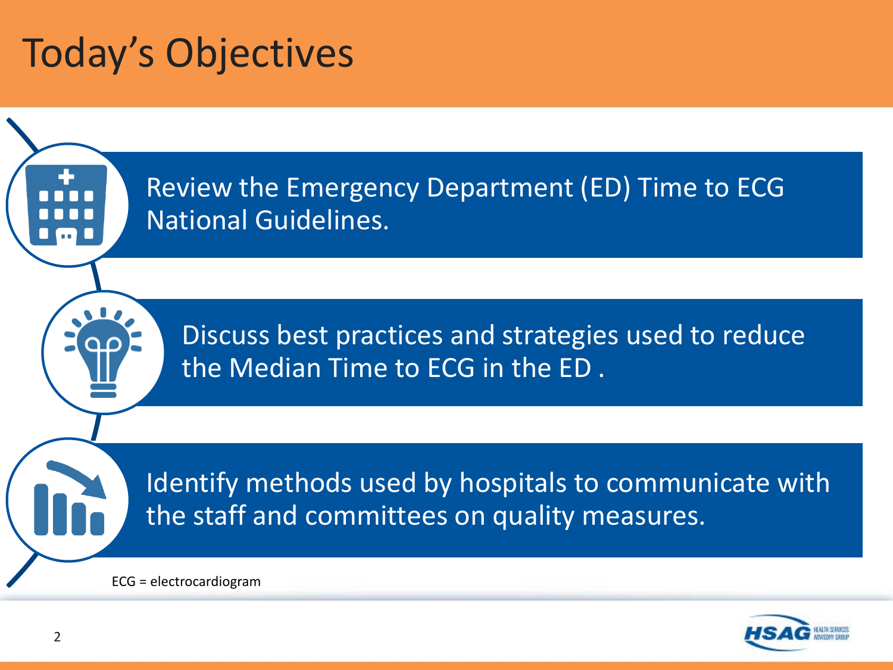# Today's Objectives

- Review the Emergency Department (ED) Time to ECG National Guidelines.
- Discuss best practices and strategies used to reduce the Median Time to ECG in the ED .
- Identify methods used by hospitals to communicate with the staff and committees on quality measures.

ECG = electrocardiogram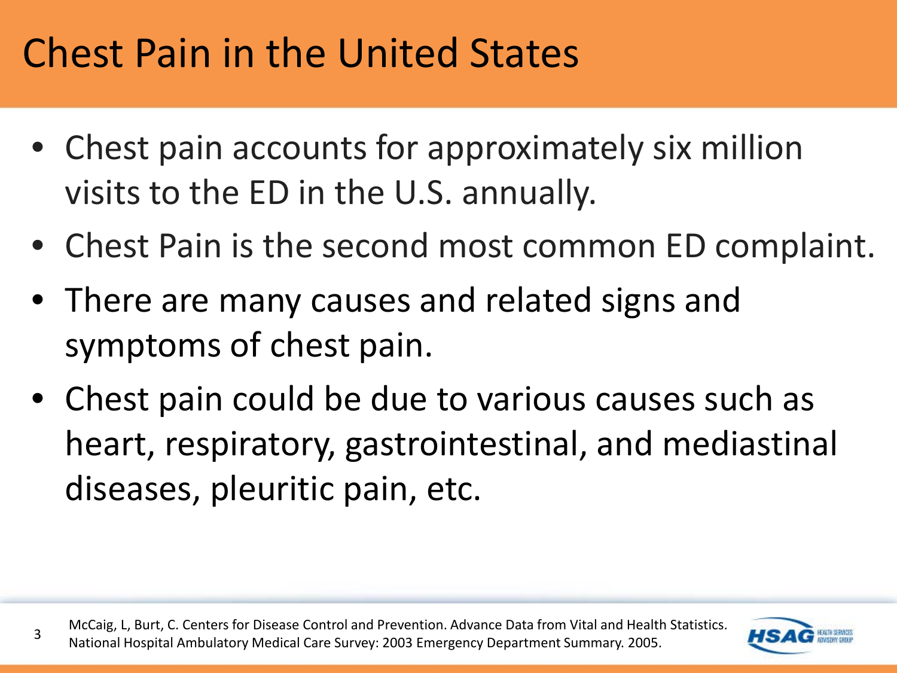# Chest Pain in the United States

- Chest pain accounts for approximately six million visits to the ED in the U.S. annually.
- Chest Pain is the second most common ED complaint.
- There are many causes and related signs and symptoms of chest pain.
- Chest pain could be due to various causes such as heart, respiratory, gastrointestinal, and mediastinal diseases, pleuritic pain, etc.

McCaig, L, Burt, C. Centers for Disease Control and Prevention. Advance Data from Vital and Health Statistics. National Hospital Ambulatory Medical Care Survey: 2003 Emergency Department Summary. 2005.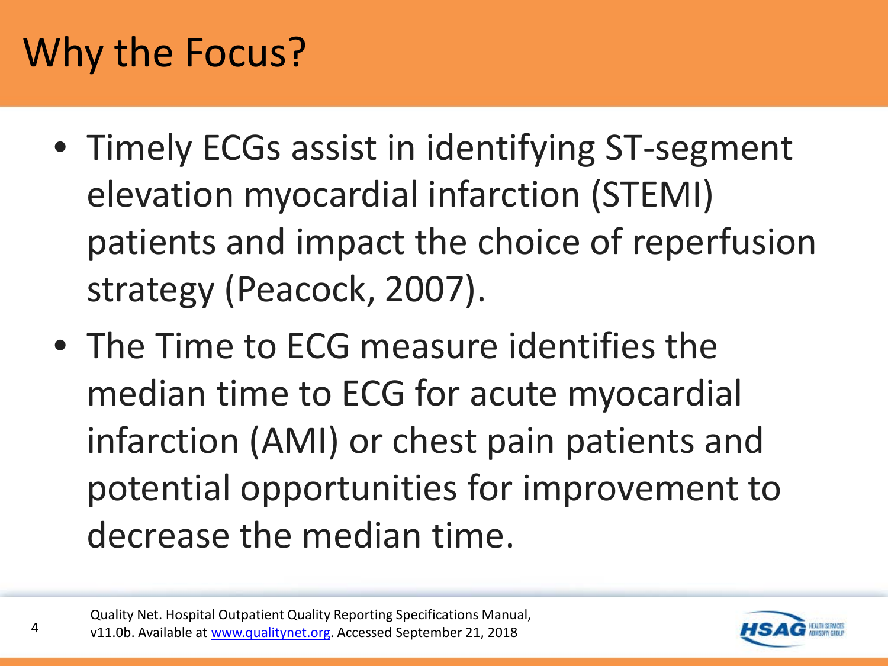# Why the Focus?

- Timely ECGs assist in identifying ST-segment elevation myocardial infarction (STEMI) patients and impact the choice of reperfusion strategy (Peacock, 2007).
- The Time to ECG measure identifies the median time to ECG for acute myocardial infarction (AMI) or chest pain patients and potential opportunities for improvement to decrease the median time.

Quality Net. Hospital Outpatient Quality Reporting Specifications Manual, v11.0b. Available at www.qualitynet.org. Accessed September 21, 2018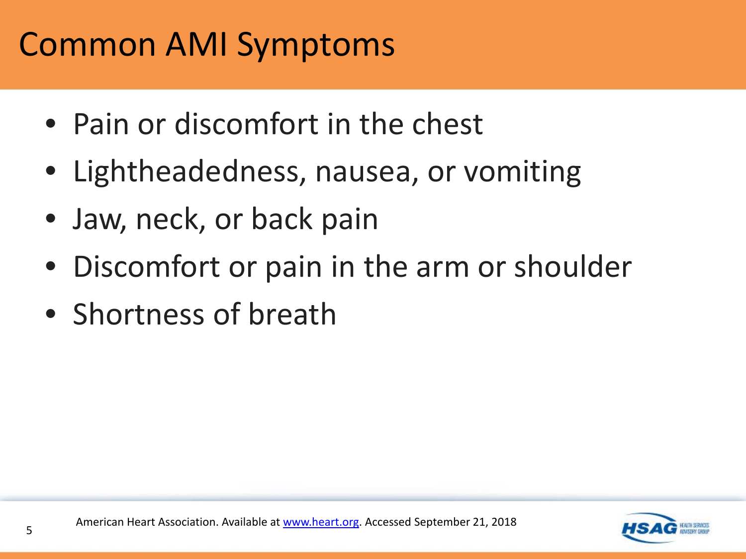# Common AMI Symptoms

- Pain or discomfort in the chest
- Lightheadedness, nausea, or vomiting
- Jaw, neck, or back pain
- Discomfort or pain in the arm or shoulder
- Shortness of breath

American Heart Association. Available at www.heart.org. Accessed September 21, 2018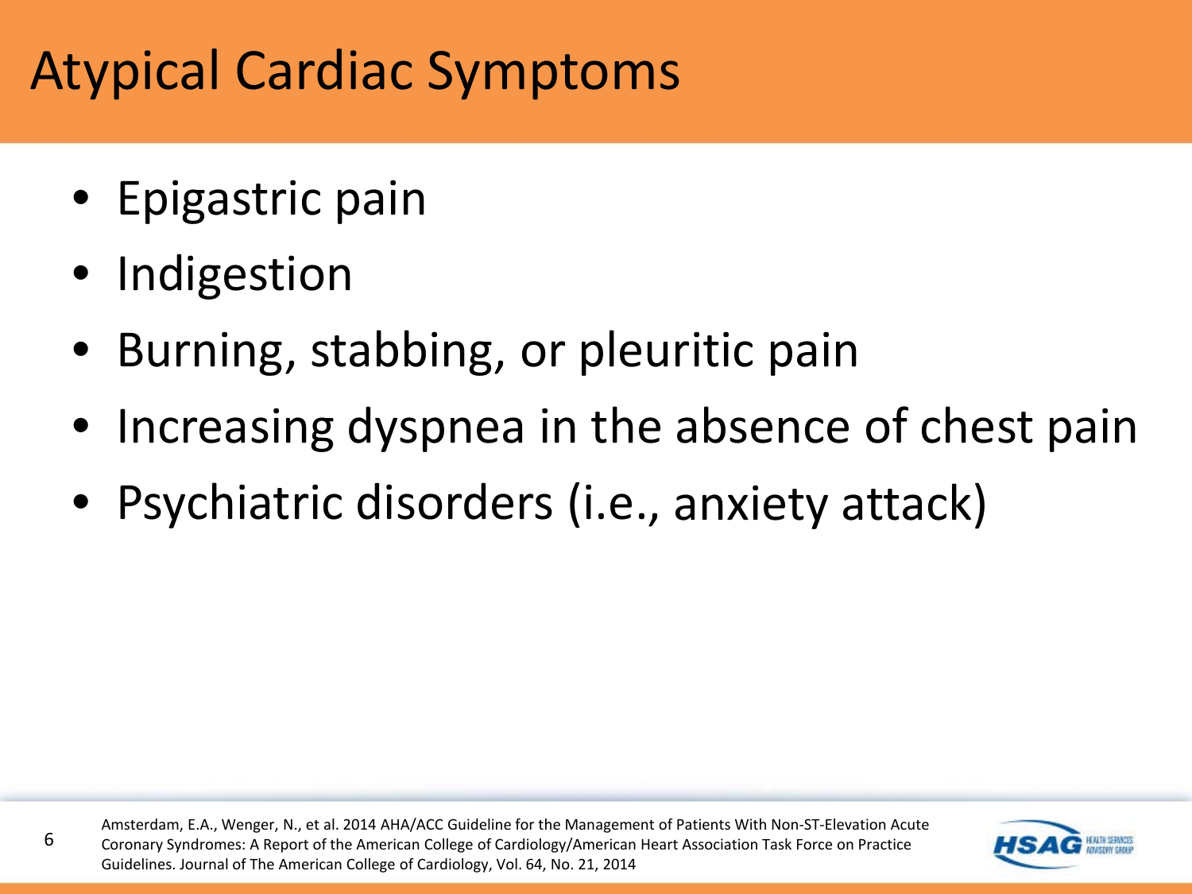# Atypical Cardiac Symptoms

- Epigastric pain
- Indigestion
- Burning, stabbing, or pleuritic pain
- Increasing dyspnea in the absence of chest pain
- Psychiatric disorders (i.e., anxiety attack)

Amsterdam, E.A., Wenger, N., et al. 2014 AHA/ACC Guideline for the Management of Patients With Non-ST-Elevation Acute Coronary Syndromes: A Report of the American College of Cardiology/American Heart Association Task Force on Practice Guidelines. Journal of The American College of Cardiology, Vol. 64, No. 21, 2014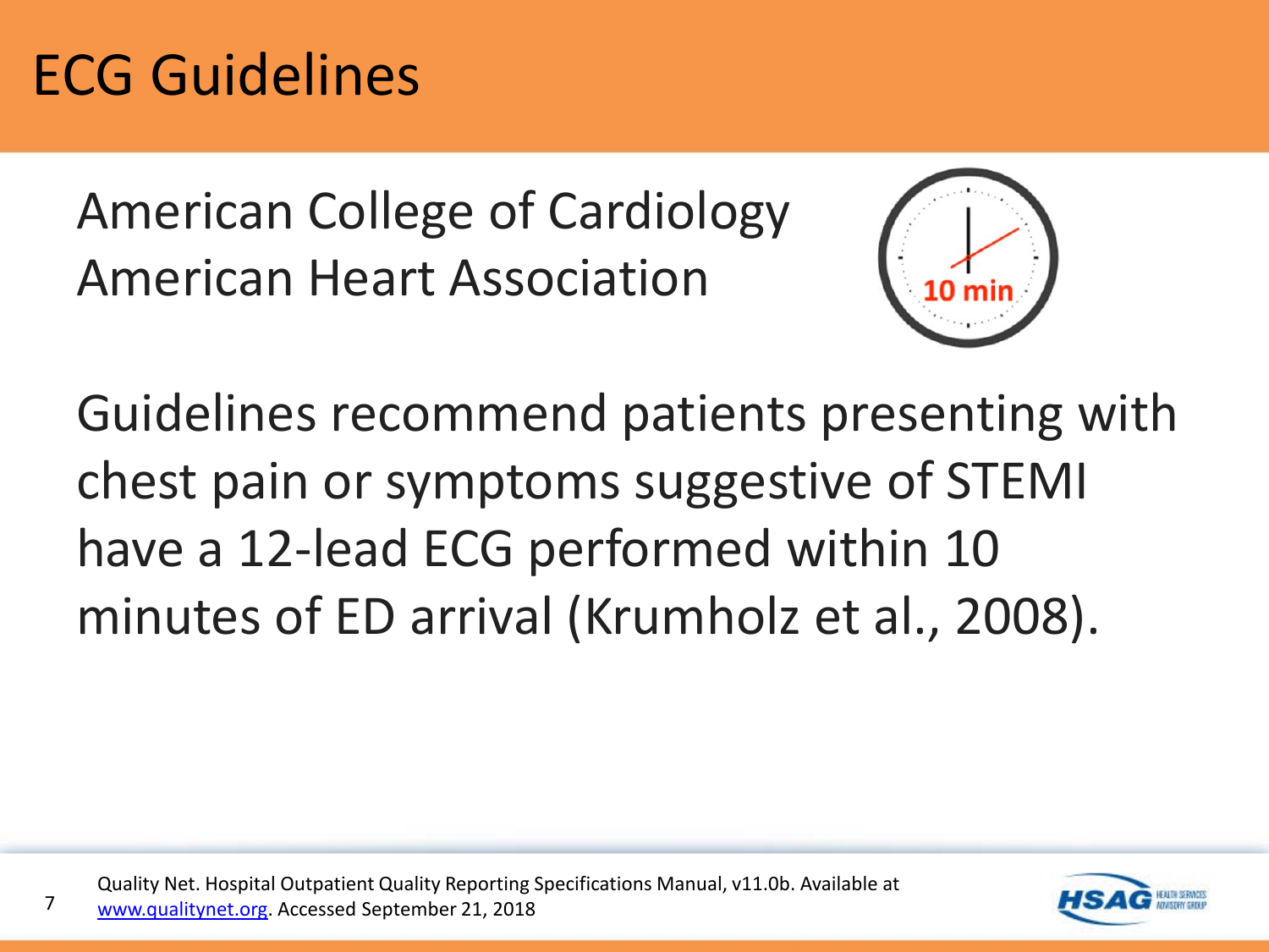# ECG Guidelines

American College of Cardiology
American Heart Association

Guidelines recommend patients presenting with chest pain or symptoms suggestive of STEMI have a 12-lead ECG performed within 10 minutes of ED arrival (Krumholz et al., 2008).

Quality Net. Hospital Outpatient Quality Reporting Specifications Manual, v11.0b. Available at www.qualitynet.org. Accessed September 21, 2018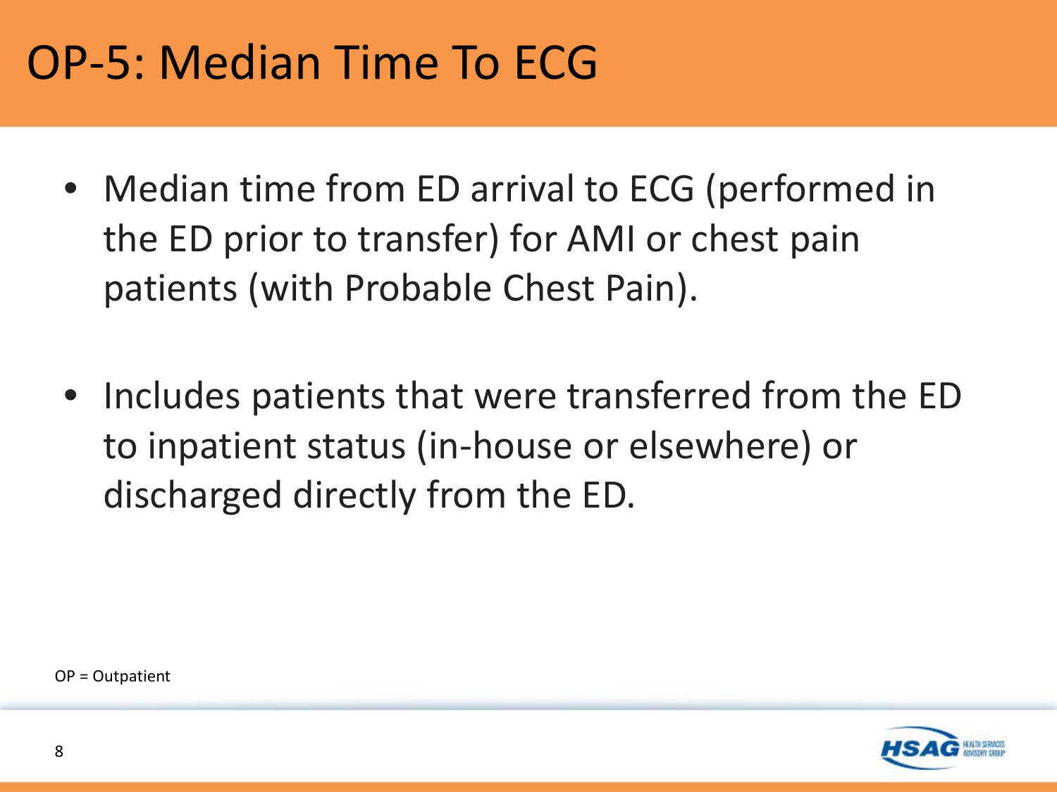# OP-5: Median Time To ECG

- Median time from ED arrival to ECG (performed in the ED prior to transfer) for AMI or chest pain patients (with Probable Chest Pain).
- Includes patients that were transferred from the ED to inpatient status (in-house or elsewhere) or discharged directly from the ED.

OP = Outpatient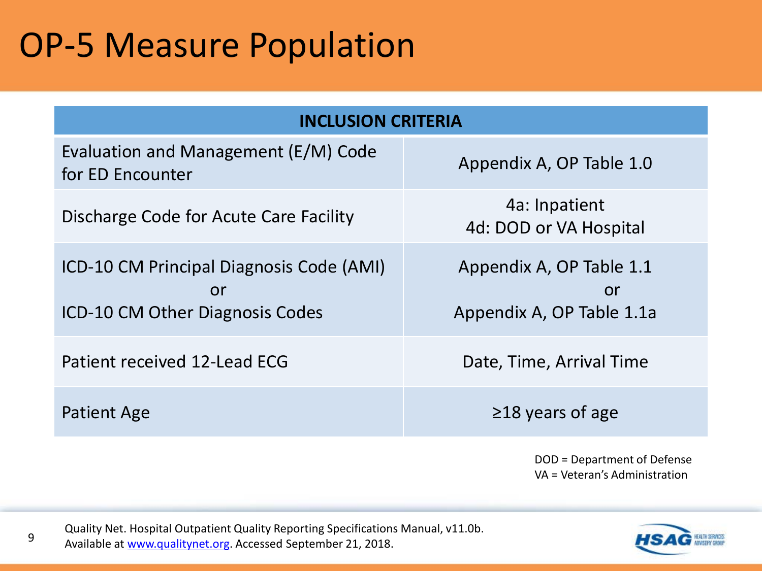# OP-5 Measure Population

| INCLUSION CRITERIA | |
|---|---|
| Evaluation and Management (E/M) Code for ED Encounter | Appendix A, OP Table 1.0 |
| Discharge Code for Acute Care Facility | 4a: Inpatient<br>4d: DOD or VA Hospital |
| ICD-10 CM Principal Diagnosis Code (AMI)<br>or<br>ICD-10 CM Other Diagnosis Codes | Appendix A, OP Table 1.1<br>or<br>Appendix A, OP Table 1.1a |
| Patient received 12-Lead ECG | Date, Time, Arrival Time |
| Patient Age | ≥18 years of age |

DOD = Department of Defense
VA = Veteran's Administration

Quality Net. Hospital Outpatient Quality Reporting Specifications Manual, v11.0b. Available at [www.qualitynet.org](www.qualitynet.org). Accessed September 21, 2018.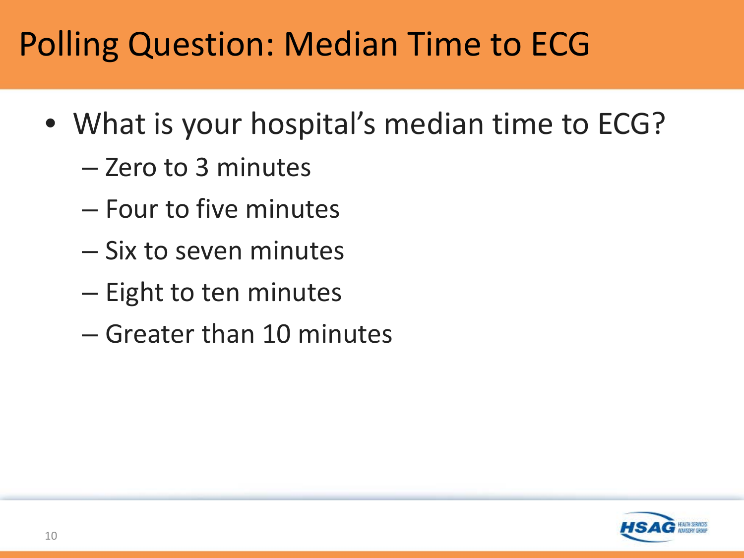# Polling Question: Median Time to ECG

- What is your hospital's median time to ECG?
  - Zero to 3 minutes
  - Four to five minutes
  - Six to seven minutes
  - Eight to ten minutes
  - Greater than 10 minutes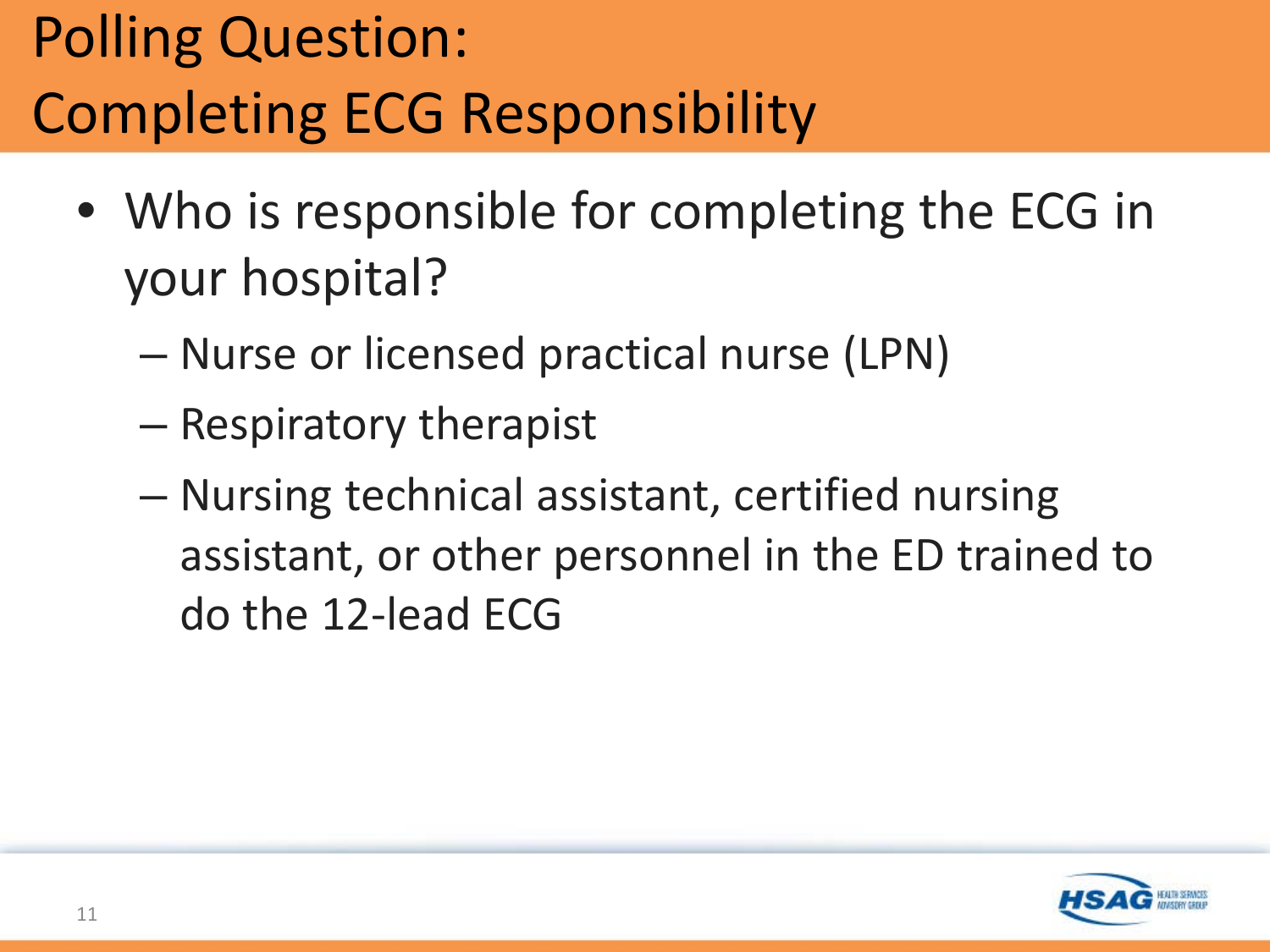# Polling Question: Completing ECG Responsibility

- Who is responsible for completing the ECG in your hospital?
  - Nurse or licensed practical nurse (LPN)
  - Respiratory therapist
  - Nursing technical assistant, certified nursing assistant, or other personnel in the ED trained to do the 12-lead ECG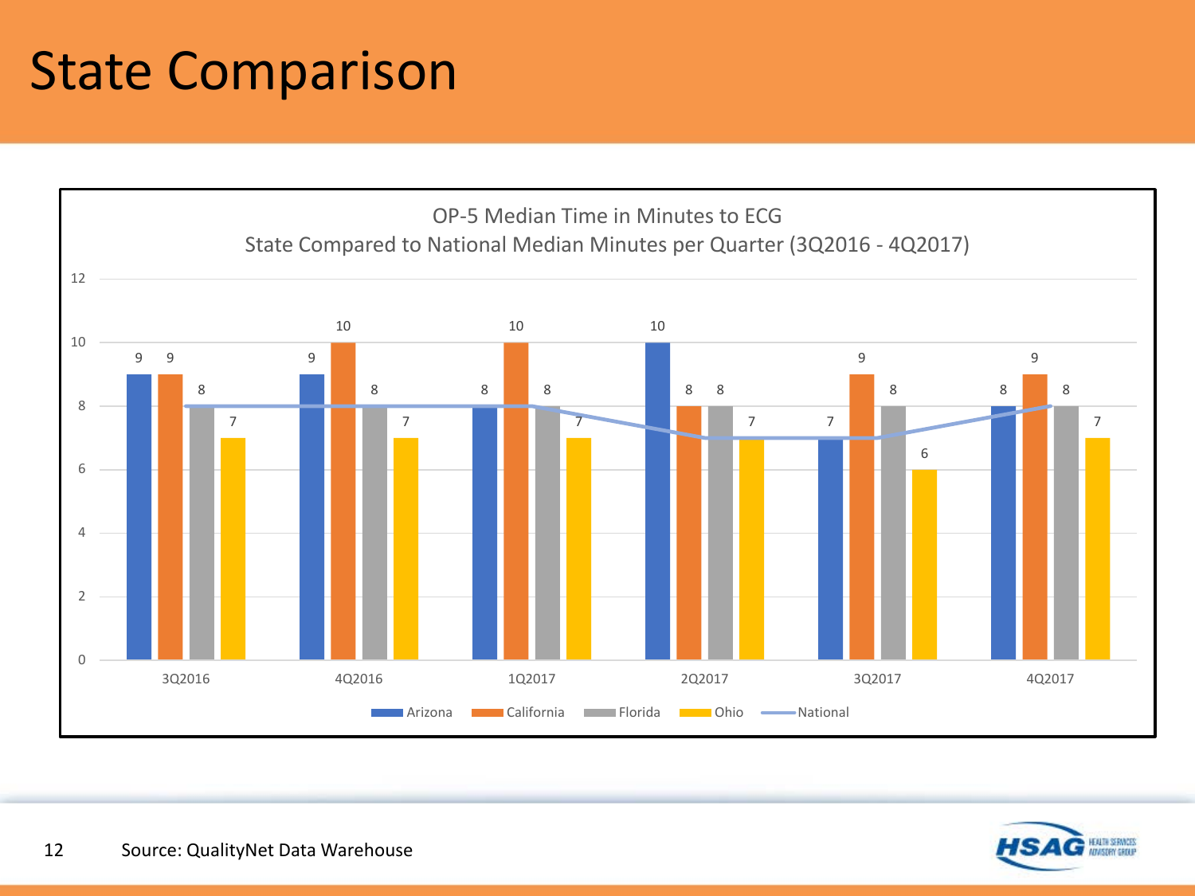# State Comparison

**OP-5 Median Time in Minutes to ECG**
**State Compared to National Median Minutes per Quarter (3Q2016 - 4Q2017)**

| Quarter | Arizona | California | Florida | Ohio | National |
|---|---|---|---|---|---|
| 3Q2016 | 9 | 9 | 8 | 7 | 8 |
| 4Q2016 | 9 | 10 | 8 | 7 | 8 |
| 1Q2017 | 8 | 10 | 8 | 7 | 8 |
| 2Q2017 | 10 | 8 | 8 | 7 | 7 |
| 3Q2017 | 7 | 9 | 8 | 6 | 7 |
| 4Q2017 | 8 | 9 | 8 | 7 | 8 |

Source: QualityNet Data Warehouse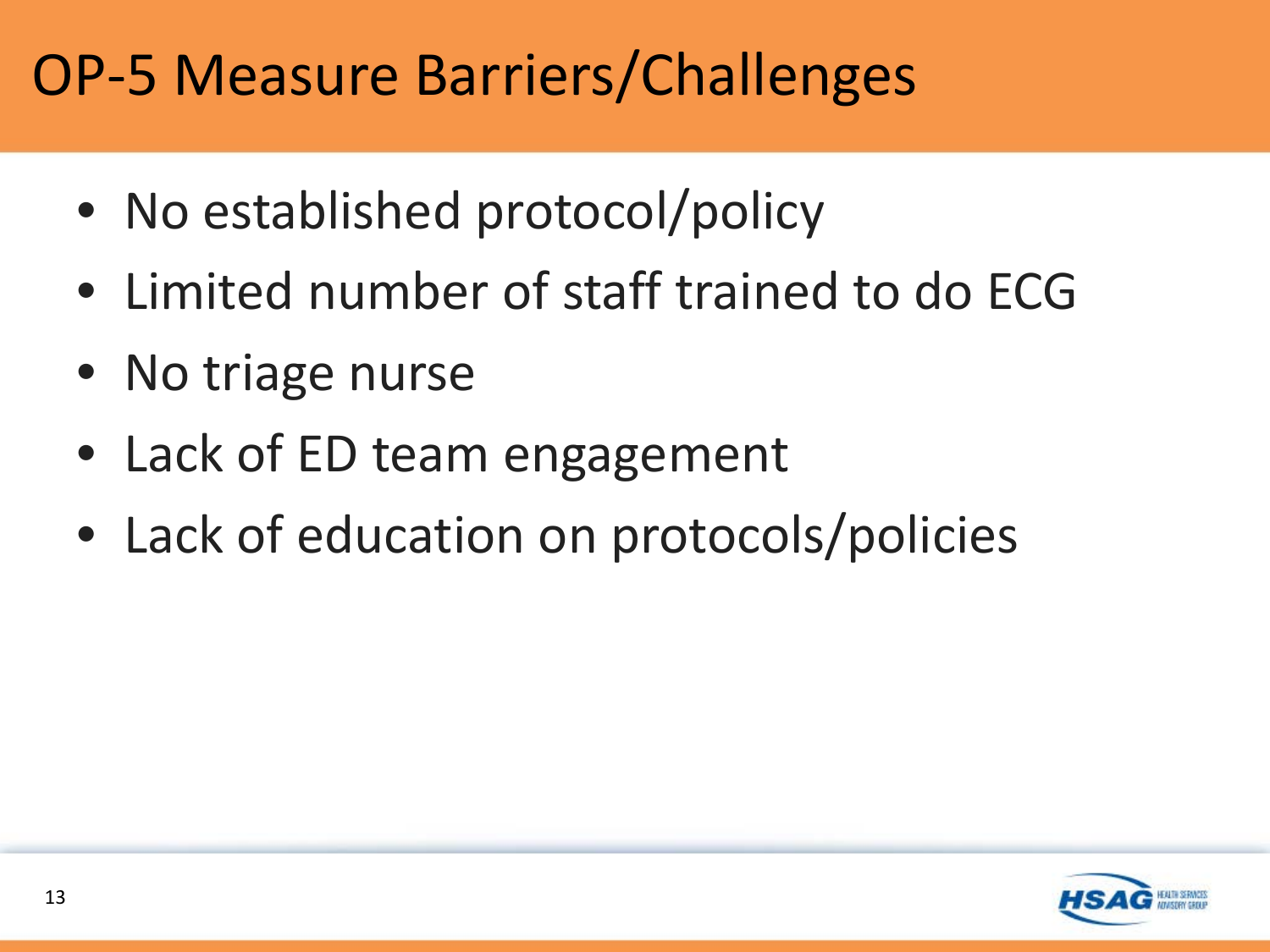# OP-5 Measure Barriers/Challenges

- No established protocol/policy
- Limited number of staff trained to do ECG
- No triage nurse
- Lack of ED team engagement
- Lack of education on protocols/policies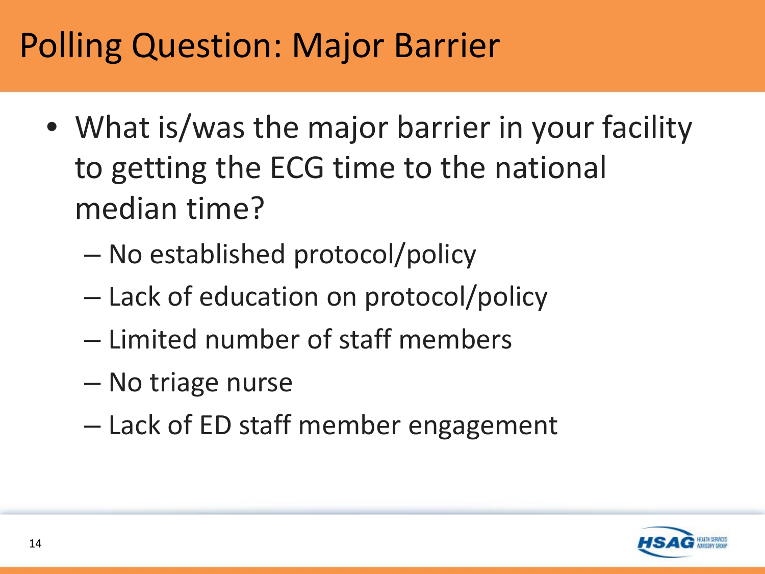# Polling Question: Major Barrier

- What is/was the major barrier in your facility to getting the ECG time to the national median time?
  - No established protocol/policy
  - Lack of education on protocol/policy
  - Limited number of staff members
  - No triage nurse
  - Lack of ED staff member engagement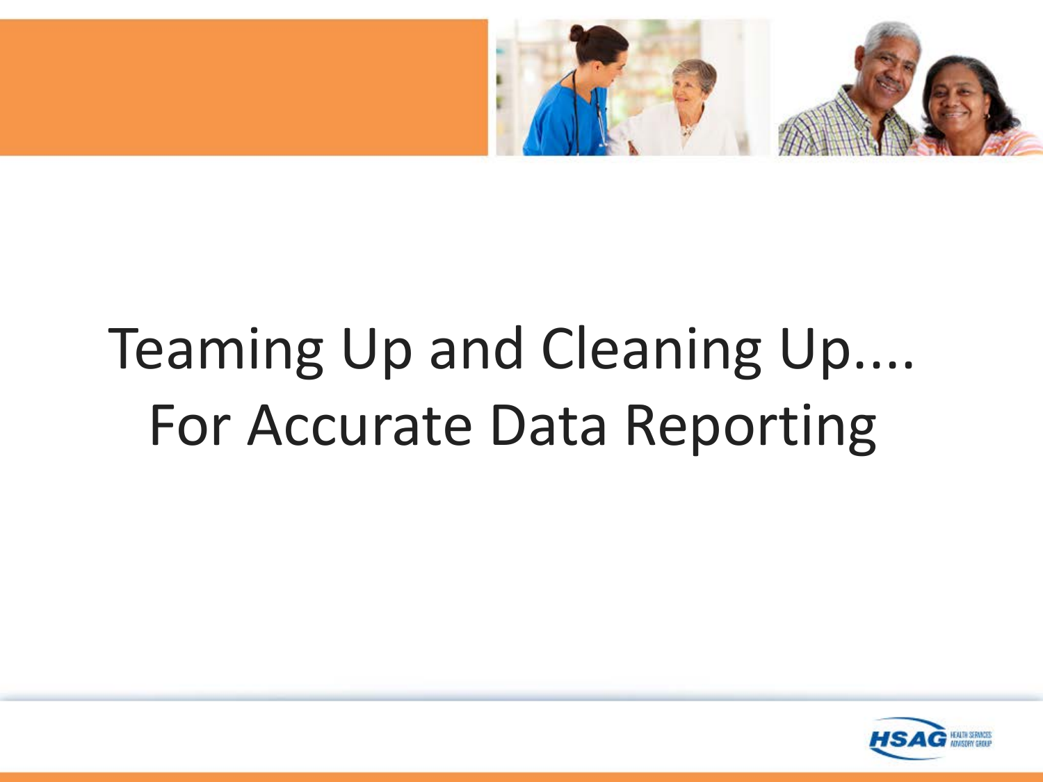# Teaming Up and Cleaning Up.... For Accurate Data Reporting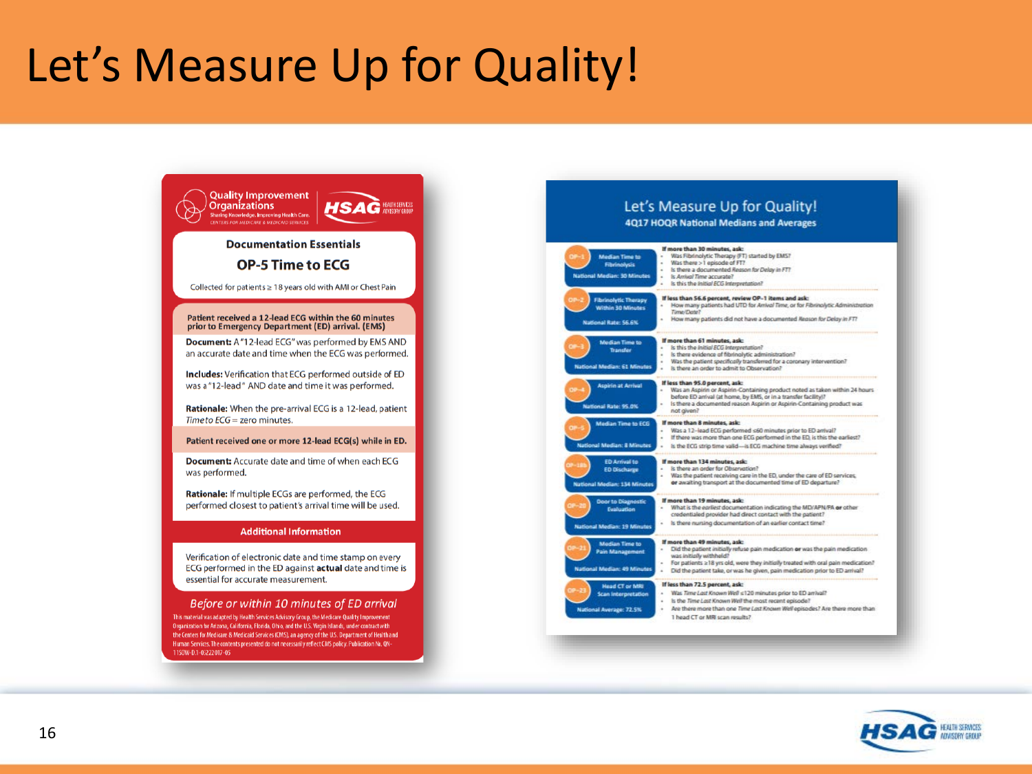# Let's Measure Up for Quality!

Quality Improvement Organizations
Sharing Knowledge. Improving Health Care.
CENTERS FOR MEDICARE & MEDICAID SERVICES

HSAG HEALTH SERVICES ADVISORY GROUP

## Documentation Essentials

### OP-5 Time to ECG

Collected for patients ≥ 18 years old with AMI or Chest Pain

**Patient received a 12-lead ECG within the 60 minutes prior to Emergency Department (ED) arrival. (EMS)**

**Document:** A "12-lead ECG" was performed by EMS AND an accurate date and time when the ECG was performed.

**Includes:** Verification that ECG performed outside of ED was a "12-lead" AND date and time it was performed.

**Rationale:** When the pre-arrival ECG is a 12-lead, patient *Time to ECG* = zero minutes.

**Patient received one or more 12-lead ECG(s) while in ED.**

**Document:** Accurate date and time of when each ECG was performed.

**Rationale:** If multiple ECGs are performed, the ECG performed closest to patient's arrival time will be used.

**Additional Information**

Verification of electronic date and time stamp on every ECG performed in the ED against **actual** date and time is essential for accurate measurement.

*Before or within 10 minutes of ED arrival*

This material was adapted by Health Services Advisory Group, the Medicare Quality Improvement Organization for Arizona, California, Florida, Ohio, and the U.S. Virgin Islands, under contract with the Centers for Medicare & Medicaid Services (CMS), an agency of the U.S. Department of Health and Human Services. The contents presented do not necessarily reflect CMS policy. Publication No. QN-11SOW-D.1-02222017-05

## Let's Measure Up for Quality!

### 4Q17 HOQR National Medians and Averages

| Measure | Questions |
|---|---|
| **OP-1** Median Time to Fibrinolysis — National Median: 30 Minutes | **If more than 30 minutes, ask:** Was Fibrinolytic Therapy (FT) started by EMS? Was there >1 episode of FT? Is there a documented *Reason for Delay in FT*? Is *Arrival Time* accurate? Is this the *Initial ECG Interpretation*? |
| **OP-2** Fibrinolytic Therapy Within 30 Minutes — National Rate: 56.6% | **If less than 56.6 percent, review OP-1 items and ask:** How many patients had UTD for *Arrival Time*, or for *Fibrinolytic Administration Time/Date*? How many patients did not have a documented *Reason for Delay in FT*? |
| **OP-3** Median Time to Transfer — National Median: 61 Minutes | **If more than 61 minutes, ask:** Is this the *Initial ECG Interpretation*? Is there evidence of fibrinolytic administration? Was the patient specifically transferred for a coronary intervention? Is there an order to admit to Observation? |
| **OP-4** Aspirin at Arrival — National Rate: 95.0% | **If less than 95.0 percent, ask:** Was an Aspirin or Aspirin-Containing product noted as taken within 24 hours before ED arrival (at home, by EMS, or in a transfer facility)? Is there a documented reason Aspirin or Aspirin-Containing product was not given? |
| **OP-5** Median Time to ECG — National Median: 8 Minutes | **If more than 8 minutes, ask:** Was a 12-lead ECG performed ≤60 minutes prior to ED arrival? If there was more than one ECG performed in the ED, is this the earliest? Is the ECG strip time valid—is ECG machine time always verified? |
| **OP-18b** ED Arrival to ED Discharge — National Median: 134 Minutes | **If more than 134 minutes, ask:** Is there an order for Observation? Was the patient receiving care in the ED, under the care of ED services, **or** awaiting transport at the documented time of ED departure? |
| **OP-20** Door to Diagnostic Evaluation — National Median: 19 Minutes | **If more than 19 minutes, ask:** What is the *earliest* documentation indicating the MD/APN/PA **or** other credentialed provider had direct contact with the patient? Is there nursing documentation of an earlier contact time? |
| **OP-21** Median Time to Pain Management — National Median: 49 Minutes | **If more than 49 minutes, ask:** Did the patient initially refuse pain medication **or** was the pain medication was initially withheld? For patients ≥18 yrs old, were they *initially* treated with oral pain medication? Did the patient take, or was he given, pain medication prior to ED arrival? |
| **OP-23** Head CT or MRI Scan Interpretation — National Average: 72.5% | **If less than 72.5 percent, ask:** Was *Time Last Known Well* ≤120 minutes prior to ED arrival? Is the *Time Last Known Well* the most recent episode? Are there more than one *Time Last Known Well* episodes? Are there more than 1 head CT or MRI scan results? |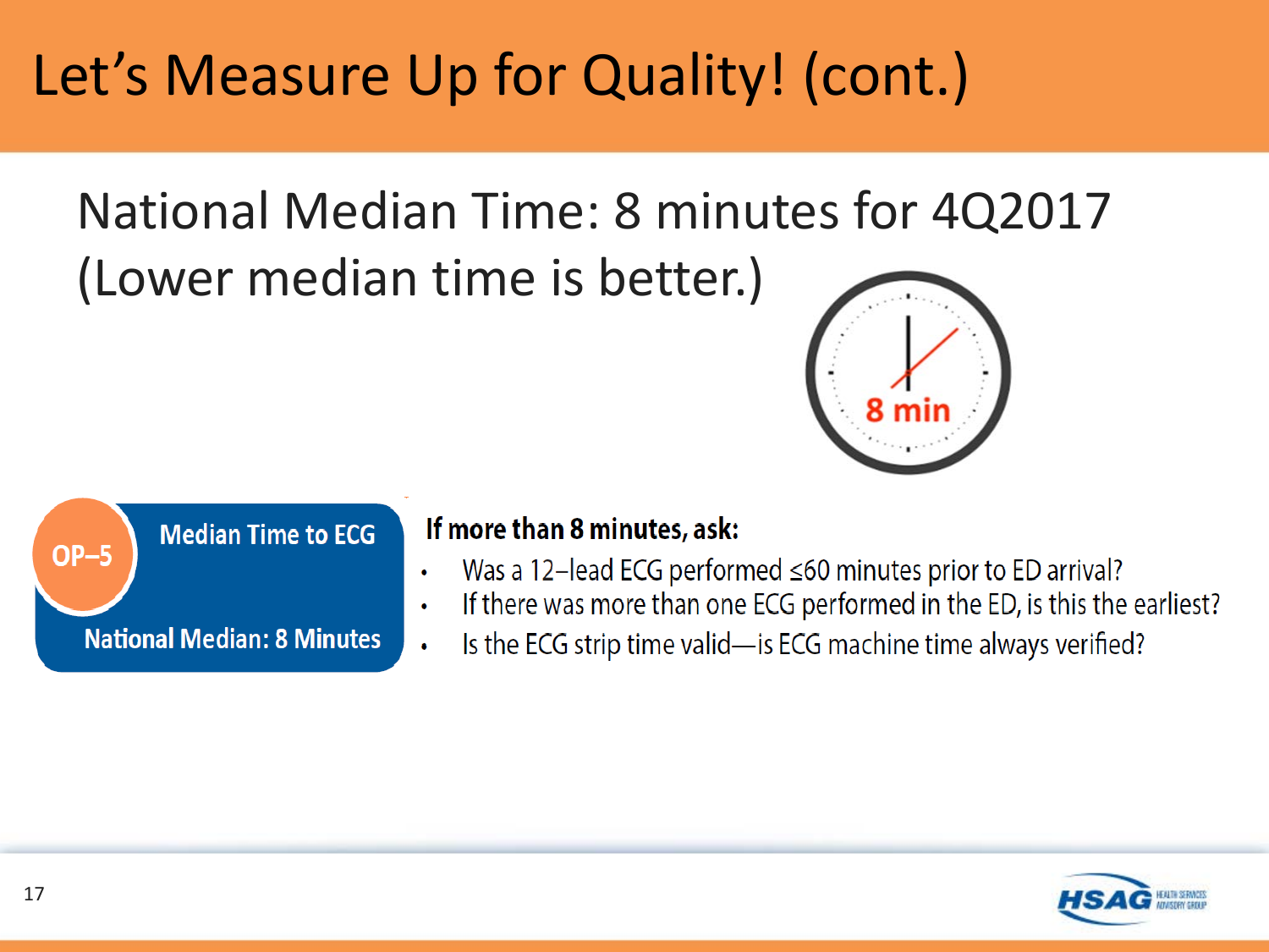# Let's Measure Up for Quality! (cont.)

National Median Time: 8 minutes for 4Q2017
(Lower median time is better.)

8 min

**OP–5**

**Median Time to ECG**

**National Median: 8 Minutes**

**If more than 8 minutes, ask:**

- Was a 12–lead ECG performed ≤60 minutes prior to ED arrival?
- If there was more than one ECG performed in the ED, is this the earliest?
- Is the ECG strip time valid—is ECG machine time always verified?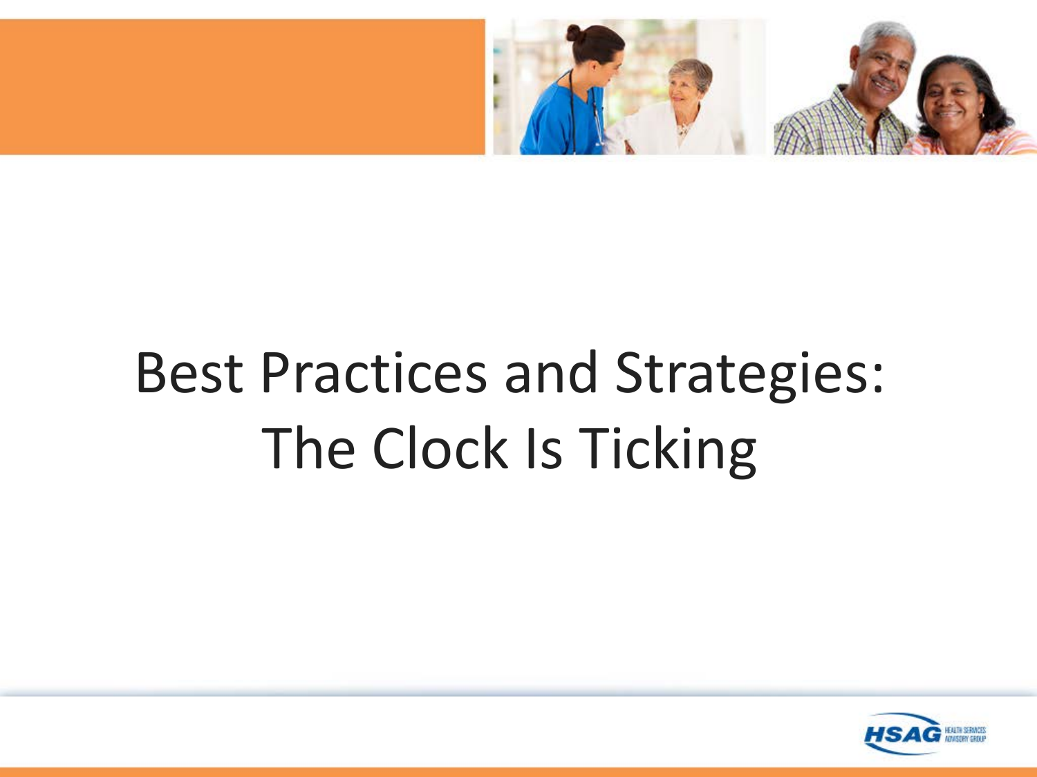# Best Practices and Strategies: The Clock Is Ticking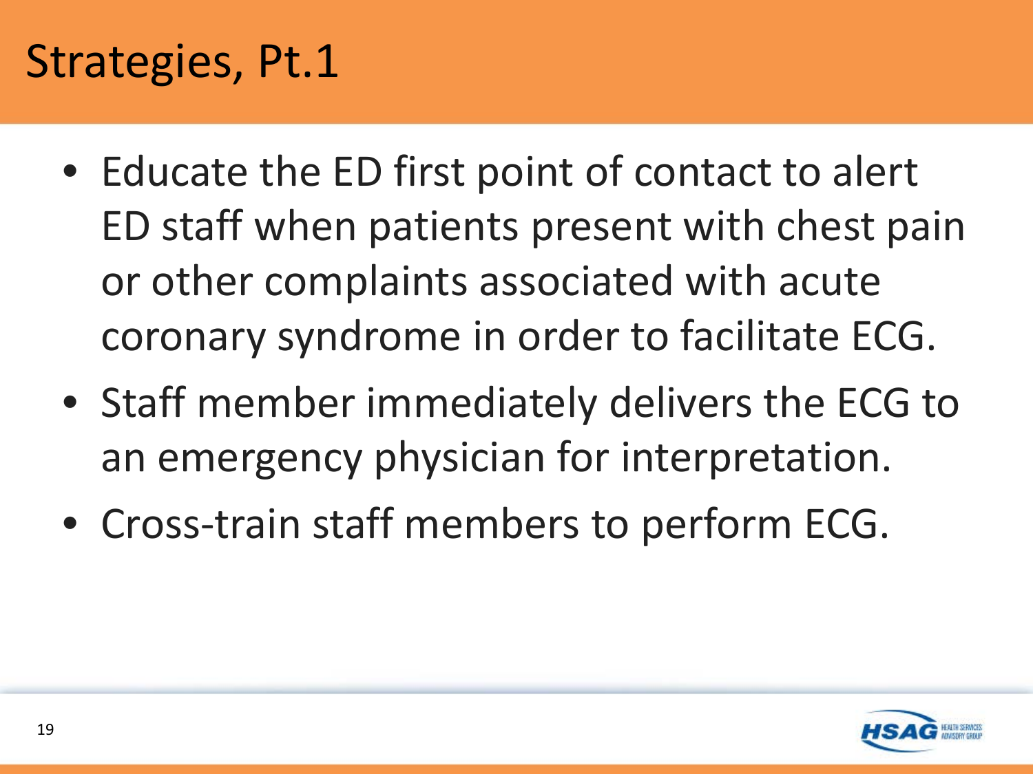# Strategies, Pt.1

- Educate the ED first point of contact to alert ED staff when patients present with chest pain or other complaints associated with acute coronary syndrome in order to facilitate ECG.
- Staff member immediately delivers the ECG to an emergency physician for interpretation.
- Cross-train staff members to perform ECG.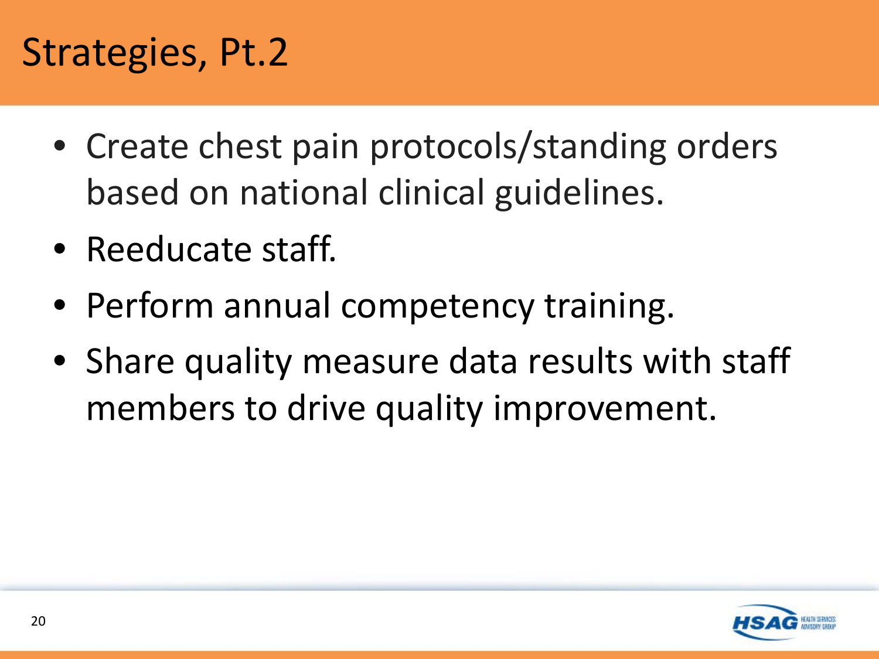# Strategies, Pt.2

- Create chest pain protocols/standing orders based on national clinical guidelines.
- Reeducate staff.
- Perform annual competency training.
- Share quality measure data results with staff members to drive quality improvement.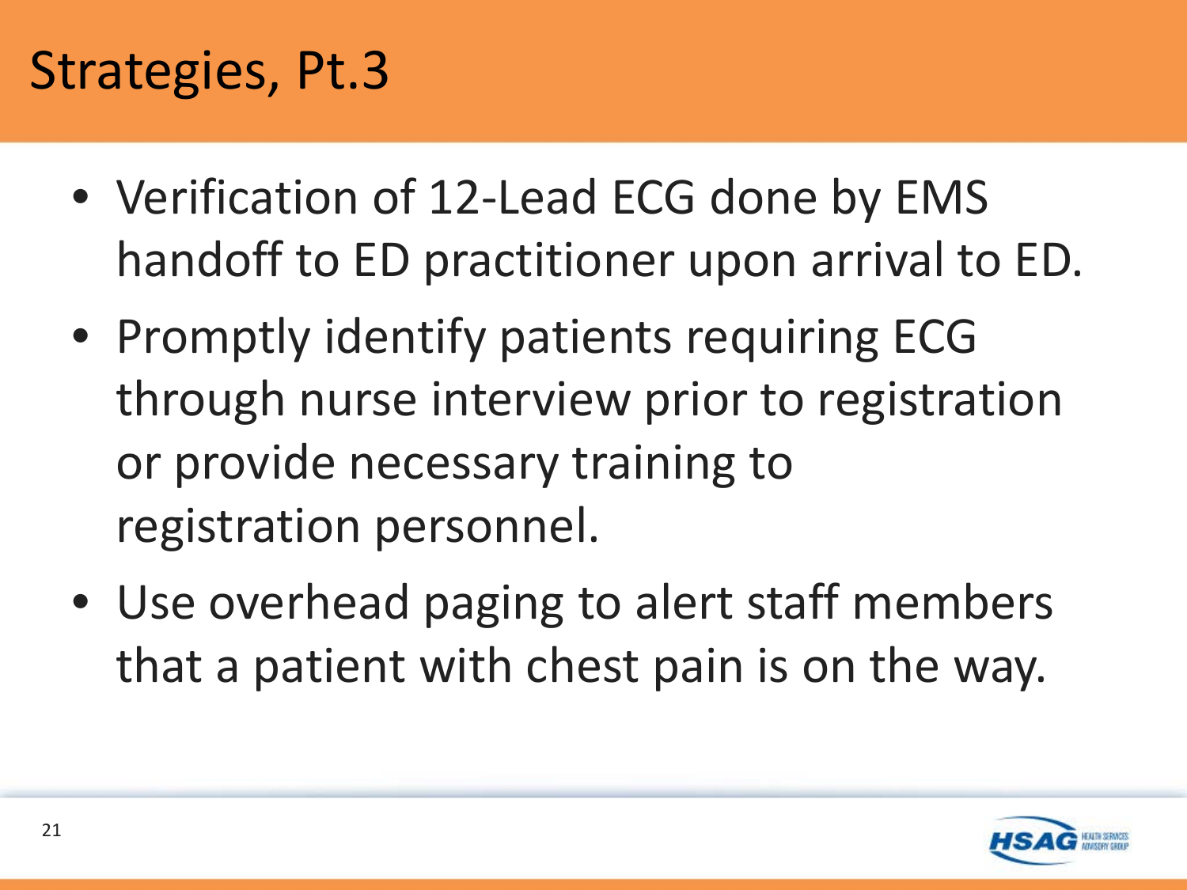# Strategies, Pt.3

- Verification of 12-Lead ECG done by EMS handoff to ED practitioner upon arrival to ED.
- Promptly identify patients requiring ECG through nurse interview prior to registration or provide necessary training to registration personnel.
- Use overhead paging to alert staff members that a patient with chest pain is on the way.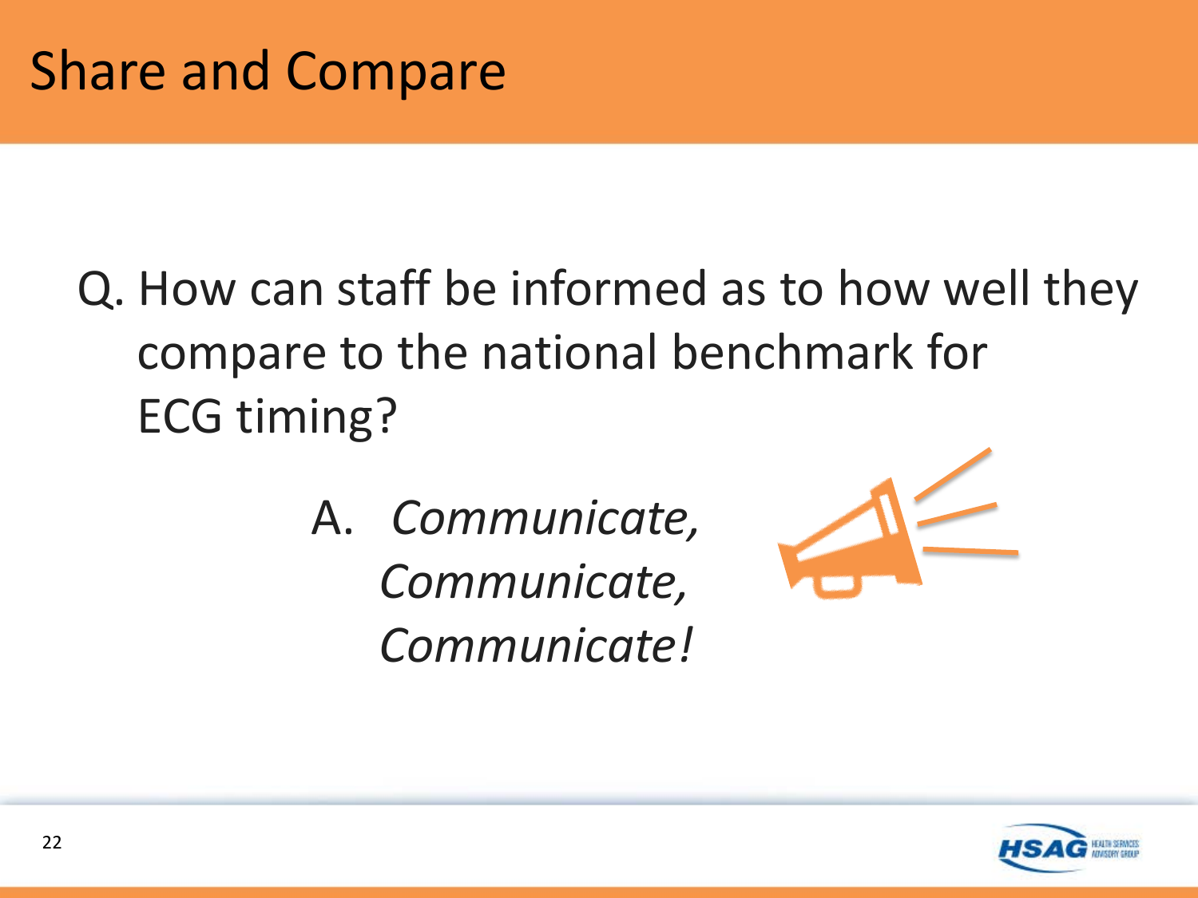# Share and Compare

Q. How can staff be informed as to how well they compare to the national benchmark for ECG timing?

A. *Communicate, Communicate, Communicate!*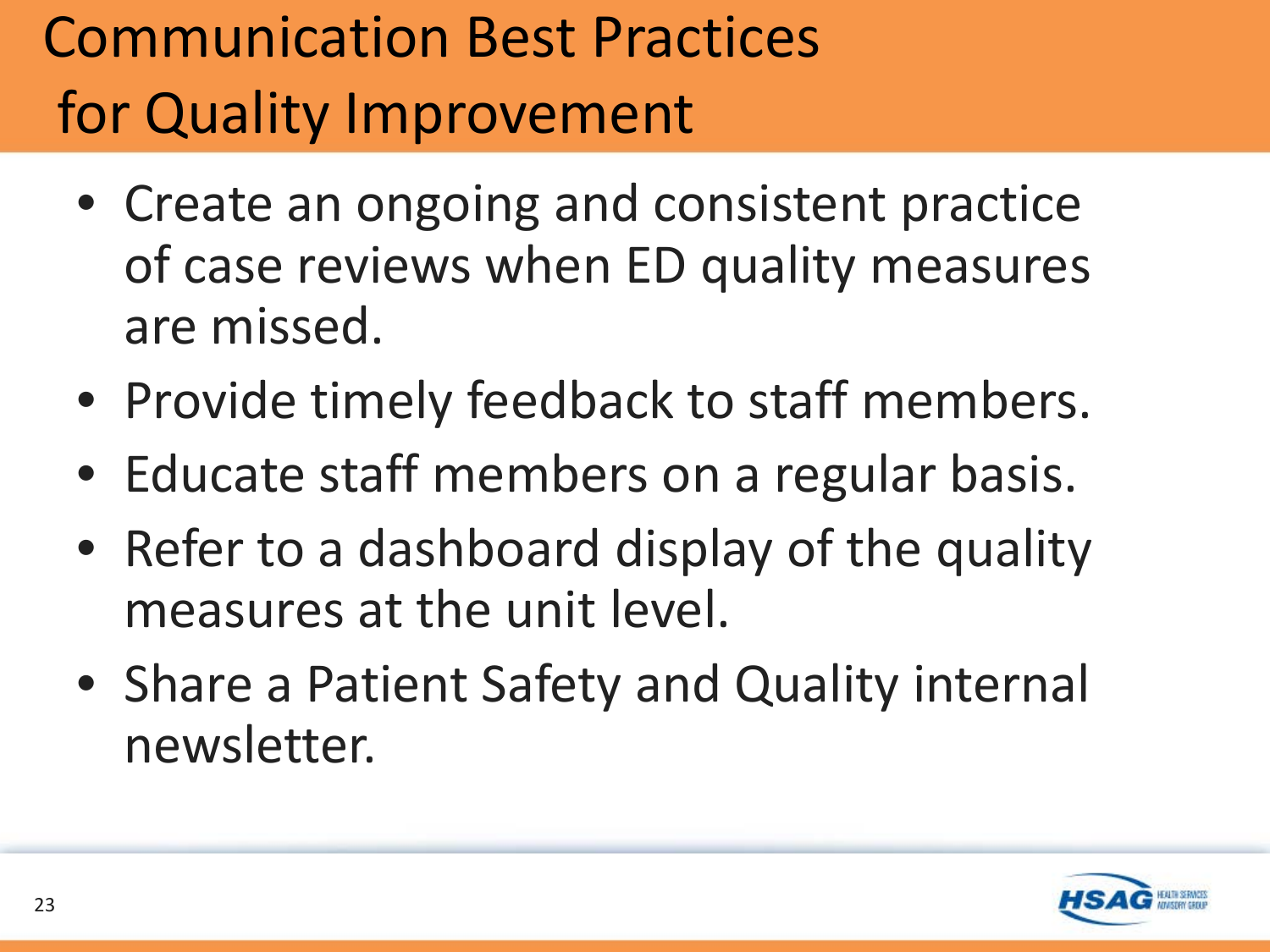# Communication Best Practices for Quality Improvement

- Create an ongoing and consistent practice of case reviews when ED quality measures are missed.
- Provide timely feedback to staff members.
- Educate staff members on a regular basis.
- Refer to a dashboard display of the quality measures at the unit level.
- Share a Patient Safety and Quality internal newsletter.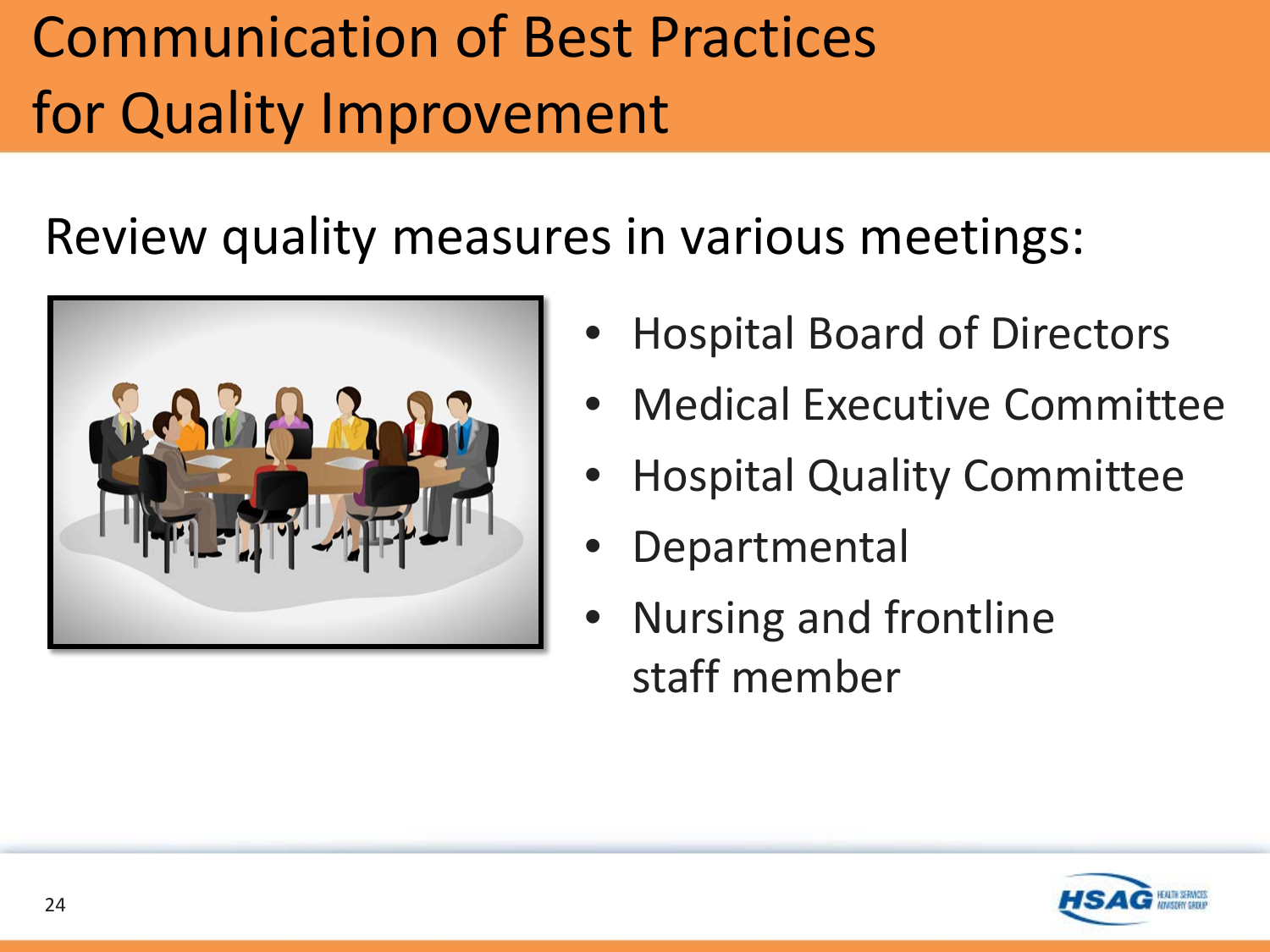# Communication of Best Practices for Quality Improvement

Review quality measures in various meetings:

- Hospital Board of Directors
- Medical Executive Committee
- Hospital Quality Committee
- Departmental
- Nursing and frontline staff member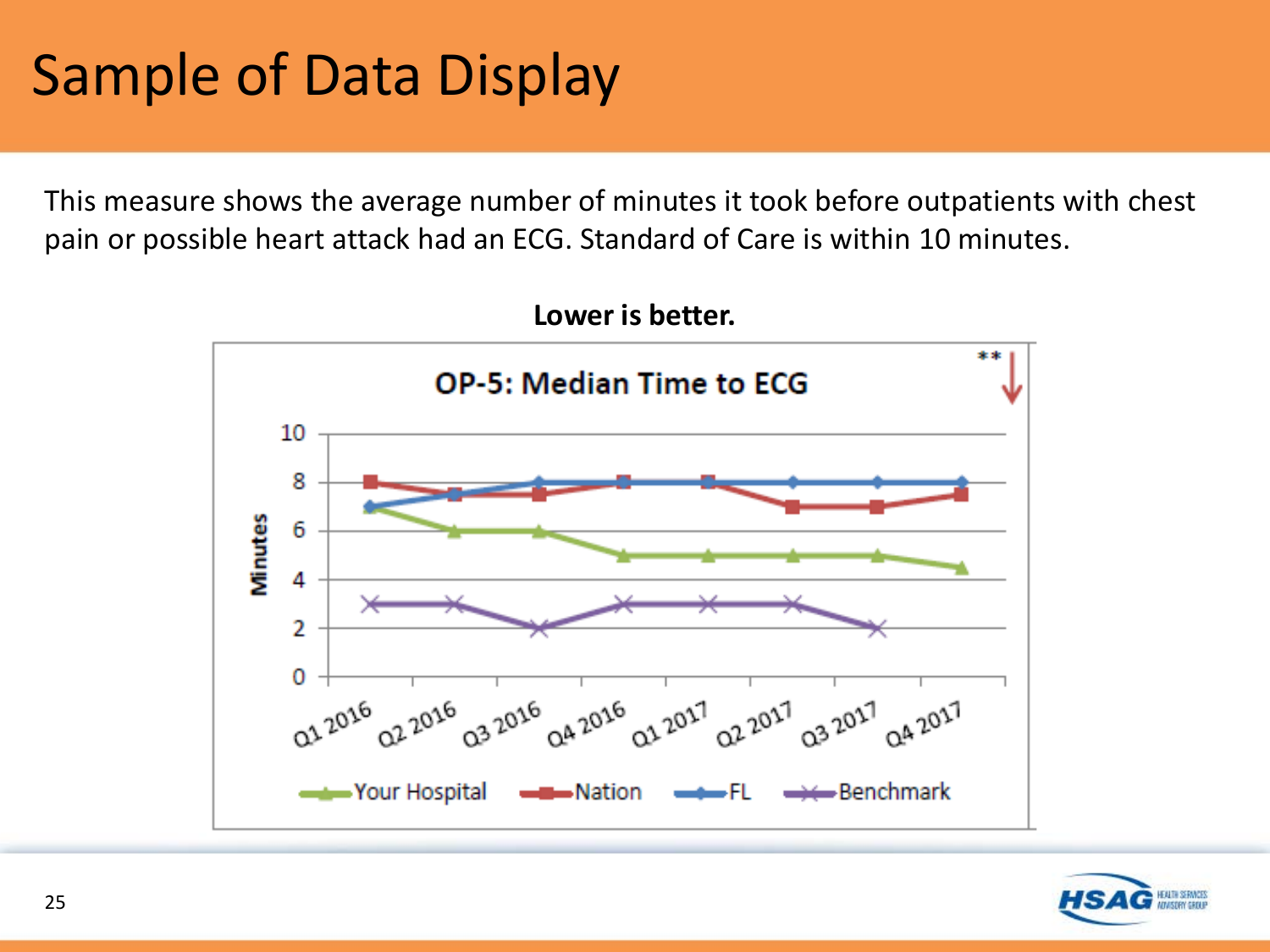# Sample of Data Display

This measure shows the average number of minutes it took before outpatients with chest pain or possible heart attack had an ECG. Standard of Care is within 10 minutes.

**Lower is better.**

**OP-5: Median Time to ECG**

| | Q1 2016 | Q2 2016 | Q3 2016 | Q4 2016 | Q1 2017 | Q2 2017 | Q3 2017 | Q4 2017 |
|---|---|---|---|---|---|---|---|---|
| Your Hospital | 7 | 6 | 6 | 5 | 5 | 5 | 5 | 4.5 |
| Nation | 8 | 7.5 | 7.5 | 8 | 8 | 7 | 7 | 7.5 |
| FL | 7 | 7.5 | 8 | 8 | 8 | 8 | 8 | 8 |
| Benchmark | 3 | 3 | 2 | 3 | 3 | 3 | 2 | |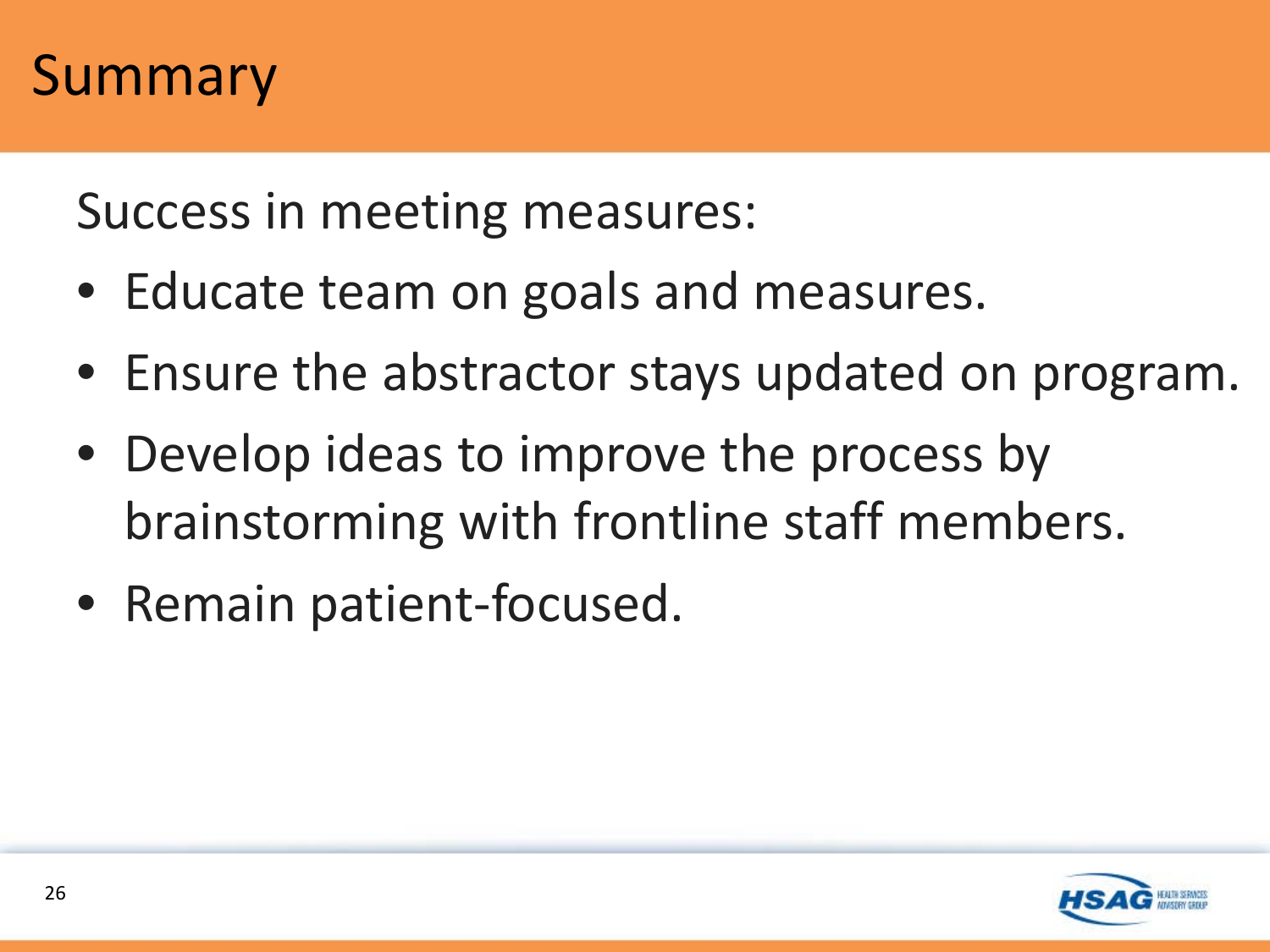# Summary

Success in meeting measures:

- Educate team on goals and measures.
- Ensure the abstractor stays updated on program.
- Develop ideas to improve the process by brainstorming with frontline staff members.
- Remain patient-focused.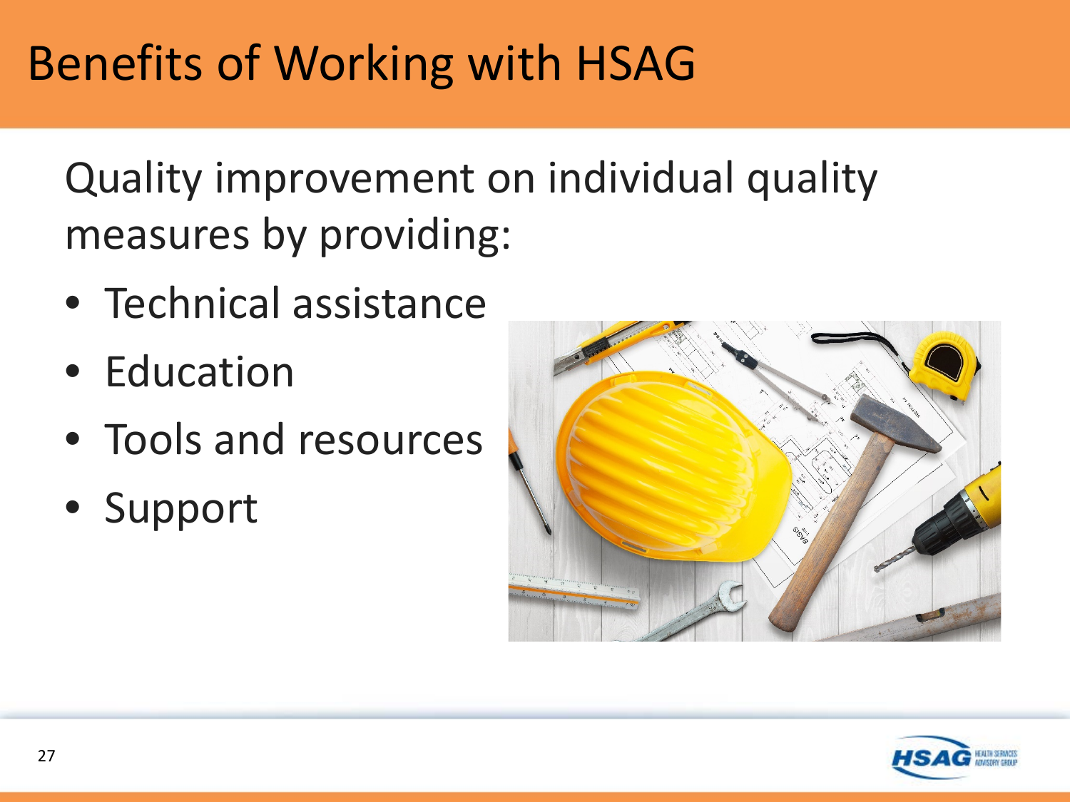# Benefits of Working with HSAG

Quality improvement on individual quality measures by providing:

- Technical assistance
- Education
- Tools and resources
- Support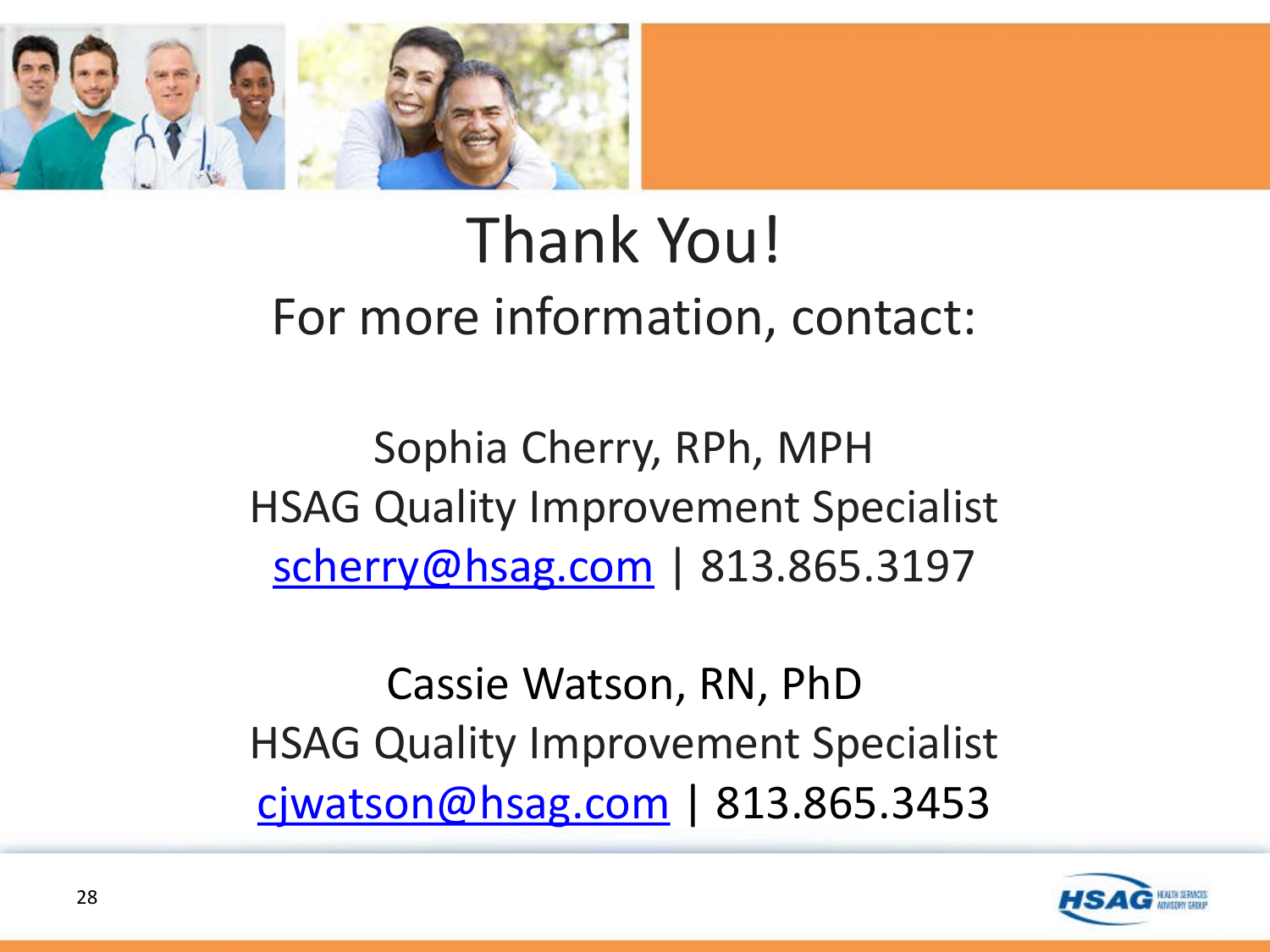# Thank You!

For more information, contact:

Sophia Cherry, RPh, MPH
HSAG Quality Improvement Specialist
scherry@hsag.com | 813.865.3197

Cassie Watson, RN, PhD
HSAG Quality Improvement Specialist
cjwatson@hsag.com | 813.865.3453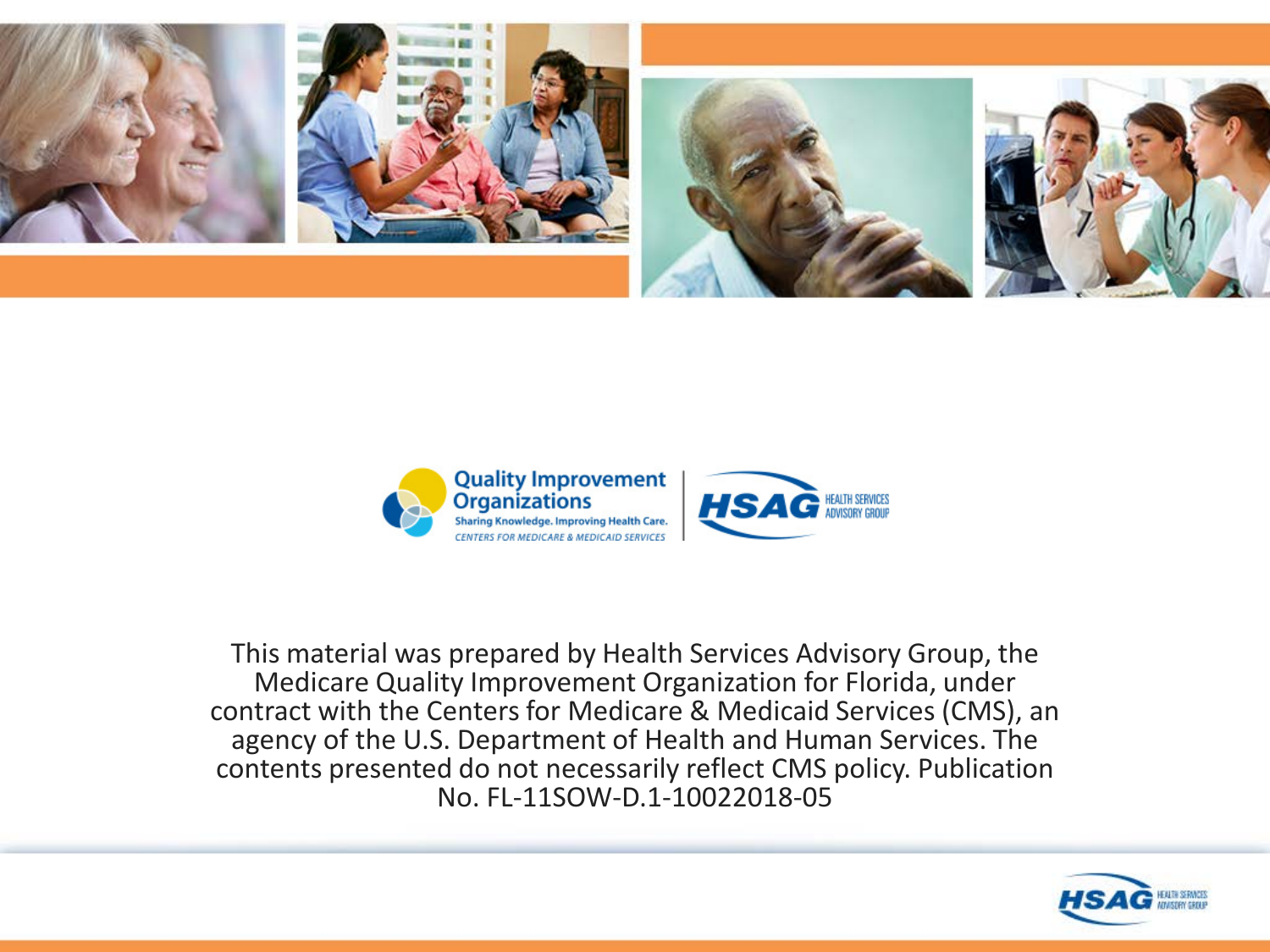Quality Improvement Organizations

Sharing Knowledge. Improving Health Care.

CENTERS FOR MEDICARE & MEDICAID SERVICES

HSAG HEALTH SERVICES ADVISORY GROUP

This material was prepared by Health Services Advisory Group, the Medicare Quality Improvement Organization for Florida, under contract with the Centers for Medicare & Medicaid Services (CMS), an agency of the U.S. Department of Health and Human Services. The contents presented do not necessarily reflect CMS policy. Publication No. FL-11SOW-D.1-10022018-05